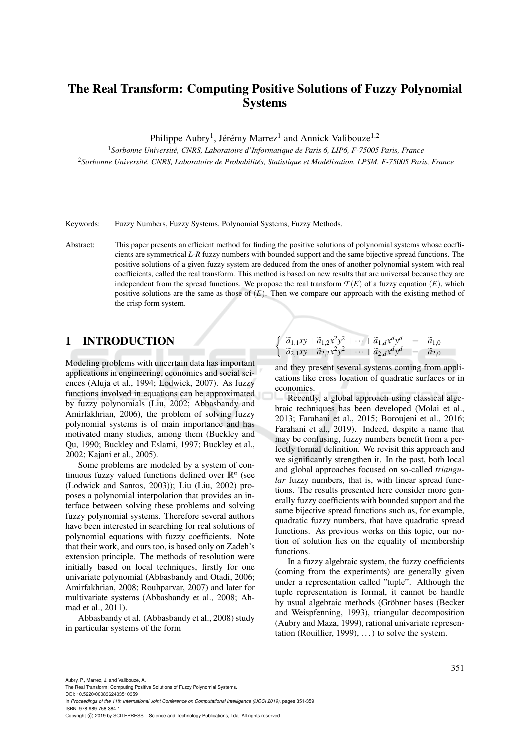# The Real Transform: Computing Positive Solutions of Fuzzy Polynomial Systems

Philippe Aubry[1], Jérémy Marrez[1] and Annick Valibouze[1,2]

[1]*Sorbonne Université, CNRS, Laboratoire d'Informatique de Paris 6, LIP6, F-75005 Paris, France*

[2]*Sorbonne Université, CNRS, Laboratoire de Probabilités, Statistique et Modélisation, LPSM, F-75005 Paris, France*

Keywords: Fuzzy Numbers, Fuzzy Systems, Polynomial Systems, Fuzzy Methods.

Abstract: This paper presents an efficient method for finding the positive solutions of polynomial systems whose coefficients are symmetrical *L-R* fuzzy numbers with bounded support and the same bijective spread functions. The positive solutions of a given fuzzy system are deduced from the ones of another polynomial system with real coefficients, called the real transform. This method is based on new results that are universal because they are independent from the spread functions. We propose the real transform $\mathcal{T}(E)$ of a fuzzy equation $(E)$, which positive solutions are the same as those of $(E)$. Then we compare our approach with the existing method of the crisp form system.

## 1 INTRODUCTION

Modeling problems with uncertain data has important applications in engineering, economics and social sciences (Aluja et al., 1994; Lodwick, 2007). As fuzzy functions involved in equations can be approximated by fuzzy polynomials (Liu, 2002; Abbasbandy and Amirfakhrian, 2006), the problem of solving fuzzy polynomial systems is of main importance and has motivated many studies, among them (Buckley and Qu, 1990; Buckley and Eslami, 1997; Buckley et al., 2002; Kajani et al., 2005).

Some problems are modeled by a system of continuous fuzzy valued functions defined over $\mathbb{R}^n$ (see (Lodwick and Santos, 2003)); Liu (Liu, 2002) proposes a polynomial interpolation that provides an interface between solving these problems and solving fuzzy polynomial systems. Therefore several authors have been interested in searching for real solutions of polynomial equations with fuzzy coefficients. Note that their work, and ours too, is based only on Zadeh's extension principle. The methods of resolution were initially based on local techniques, firstly for one univariate polynomial (Abbasbandy and Otadi, 2006; Amirfakhrian, 2008; Rouhparvar, 2007) and later for multivariate systems (Abbasbandy et al., 2008; Ahmad et al., 2011).

Abbasbandy et al. (Abbasbandy et al., 2008) study in particular systems of the form

$$\begin{cases} \widetilde{a}_{1,1}xy+\widetilde{a}_{1,2}x^2y^2+\cdots+\widetilde{a}_{1,d}x^dy^d &= \widetilde{a}_{1,0} \\ \widetilde{a}_{2,1}xy+\widetilde{a}_{2,2}x^2y^2+\cdots+\widetilde{a}_{2,d}x^dy^d &= \widetilde{a}_{2,0} \end{cases}$$

and they present several systems coming from applications like cross location of quadratic surfaces or in economics.

Recently, a global approach using classical algebraic techniques has been developed (Molai et al., 2013; Farahani et al., 2015; Boroujeni et al., 2016; Farahani et al., 2019). Indeed, despite a name that may be confusing, fuzzy numbers benefit from a perfectly formal definition. We revisit this approach and we significantly strengthen it. In the past, both local and global approaches focused on so-called *triangular* fuzzy numbers, that is, with linear spread functions. The results presented here consider more generally fuzzy coefficients with bounded support and the same bijective spread functions such as, for example, quadratic fuzzy numbers, that have quadratic spread functions. As previous works on this topic, our notion of solution lies on the equality of membership functions.

In a fuzzy algebraic system, the fuzzy coefficients (coming from the experiments) are generally given under a representation called "tuple". Although the tuple representation is formal, it cannot be handle by usual algebraic methods (Gröbner bases (Becker and Weispfenning, 1993), triangular decomposition (Aubry and Maza, 1999), rational univariate representation (Rouillier, 1999), ...) to solve the system.

Aubry, P., Marrez, J. and Valibouze, A.
The Real Transform: Computing Positive Solutions of Fuzzy Polynomial Systems.
DOI: 10.5220/0008362403510359
In *Proceedings of the 11th International Joint Conference on Computational Intelligence (IJCCI 2019)*, pages 351-359
ISBN: 978-989-758-384-1
Copyright © 2019 by SCITEPRESS – Science and Technology Publications, Lda. All rights reserved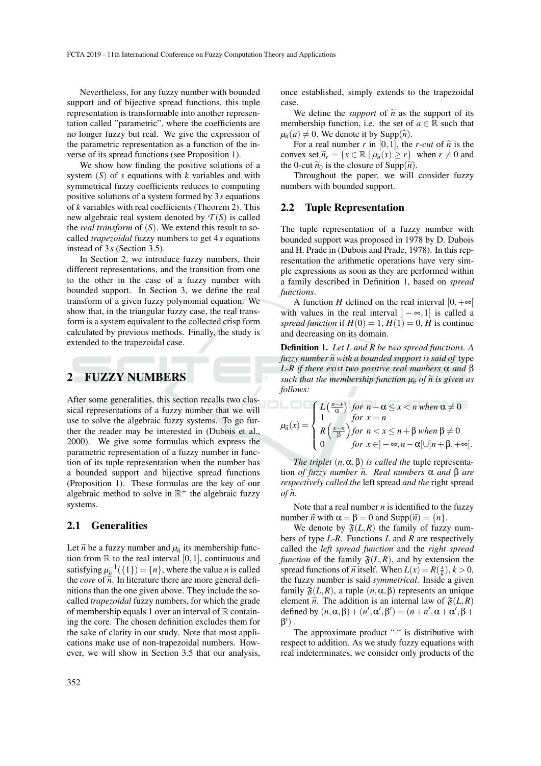Nevertheless, for any fuzzy number with bounded support and of bijective spread functions, this tuple representation is transformable into another representation called "parametric", where the coefficients are no longer fuzzy but real. We give the expression of the parametric representation as a function of the inverse of its spread functions (see Proposition 1).

We show how finding the positive solutions of a system $(S)$ of $s$ equations with $k$ variables and with symmetrical fuzzy coefficients reduces to computing positive solutions of a system formed by $3s$ equations of $k$ variables with real coefficients (Theorem 2). This new algebraic real system denoted by $\mathcal{T}(S)$ is called the *real transform* of $(S)$. We extend this result to so-called *trapezoidal* fuzzy numbers to get $4s$ equations instead of $3s$ (Section 3.5).

In Section 2, we introduce fuzzy numbers, their different representations, and the transition from one to the other in the case of a fuzzy number with bounded support. In Section 3, we define the real transform of a given fuzzy polynomial equation. We show that, in the triangular fuzzy case, the real transform is a system equivalent to the collected crisp form calculated by previous methods. Finally, the study is extended to the trapezoidal case.

## 2 FUZZY NUMBERS

After some generalities, this section recalls two classical representations of a fuzzy number that we will use to solve the algebraic fuzzy systems. To go further the reader may be interested in (Dubois et al., 2000). We give some formulas which express the parametric representation of a fuzzy number in function of its tuple representation when the number has a bounded support and bijective spread functions (Proposition 1). These formulas are the key of our algebraic method to solve in $\mathbb{R}^+$ the algebraic fuzzy systems.

### 2.1 Generalities

Let $\widetilde{n}$ be a fuzzy number and $\mu_{\widetilde{n}}$ its membership function from $\mathbb{R}$ to the real interval $[0,1]$, continuous and satisfying $\mu_{\widetilde{n}}^{-1}(\{1\}) = \{n\}$, where the value $n$ is called the *core* of $\widetilde{n}$. In literature there are more general definitions than the one given above. They include the so-called *trapezoidal* fuzzy numbers, for which the grade of membership equals 1 over an interval of $\mathbb{R}$ containing the core. The chosen definition excludes them for the sake of clarity in our study. Note that most applications make use of non-trapezoidal numbers. However, we will show in Section 3.5 that our analysis, once established, simply extends to the trapezoidal case.

We define the *support* of $\widetilde{n}$ as the support of its membership function, i.e. the set of $a \in \mathbb{R}$ such that $\mu_{\widetilde{n}}(a) \neq 0$. We denote it by $\mathrm{Supp}(\widetilde{n})$.

For a real number $r$ in $[0,1]$, the *r-cut* of $\widetilde{n}$ is the convex set $\widetilde{n}_r = \{x \in \mathbb{R} \mid \mu_{\widetilde{n}}(x) \geq r\}$ when $r \neq 0$ and the 0-cut $\widetilde{n}_0$ is the closure of $\mathrm{Supp}(\widetilde{n})$.

Throughout the paper, we will consider fuzzy numbers with bounded support.

### 2.2 Tuple Representation

The tuple representation of a fuzzy number with bounded support was proposed in 1978 by D. Dubois and H. Prade in (Dubois and Prade, 1978). In this representation the arithmetic operations have very simple expressions as soon as they are performed within a family described in Definition 1, based on *spread functions*.

A function $H$ defined on the real interval $[0,+\infty[$ with values in the real interval $]-\infty,1]$ is called a *spread function* if $H(0) = 1$, $H(1) = 0$, $H$ is continue and decreasing on its domain.

**Definition 1.** *Let L and R be two spread functions. A fuzzy number $\widetilde{n}$ with a bounded support is said of type L-R if there exist two positive real numbers $\alpha$ and $\beta$ such that the membership function $\mu_{\widetilde{n}}$ of $\widetilde{n}$ is given as follows:*

$$\mu_{\widetilde{n}}(x) = \begin{cases} L\left(\frac{n-x}{\alpha}\right) & \text{for } n-\alpha \leq x < n \text{ when } \alpha \neq 0 \\ 1 & \text{for } x = n \\ R\left(\frac{x-n}{\beta}\right) & \text{for } n < x \leq n+\beta \text{ when } \beta \neq 0 \\ 0 & \text{for } x \in ]-\infty, n-\alpha[\cup]n+\beta,+\infty[. \end{cases}$$

*The triplet $(n,\alpha,\beta)$ is called the* tuple representation *of fuzzy number $\widetilde{n}$. Real numbers $\alpha$ and $\beta$ are respectively called the* left spread *and the* right spread *of $\widetilde{n}$.*

Note that a real number $n$ is identified to the fuzzy number $\widetilde{n}$ with $\alpha = \beta = 0$ and $\mathrm{Supp}(\widetilde{n}) = \{n\}$.

We denote by $\mathfrak{F}(L,R)$ the family of fuzzy numbers of type *L-R*. Functions $L$ and $R$ are respectively called the *left spread function* and the *right spread function* of the family $\mathfrak{F}(L,R)$, and by extension the spread functions of $\widetilde{n}$ itself. When $L(x) = R(\frac{x}{k})$, $k > 0$, the fuzzy number is said *symmetrical*. Inside a given family $\mathfrak{F}(L,R)$, a tuple $(n,\alpha,\beta)$ represents an unique element $\widetilde{n}$. The addition is an internal law of $\mathfrak{F}(L,R)$ defined by $(n,\alpha,\beta)+(n',\alpha',\beta') = (n+n',\alpha+\alpha',\beta+\beta')$.

The approximate product "$\cdot$" is distributive with respect to addition. As we study fuzzy equations with real indeterminates, we consider only products of the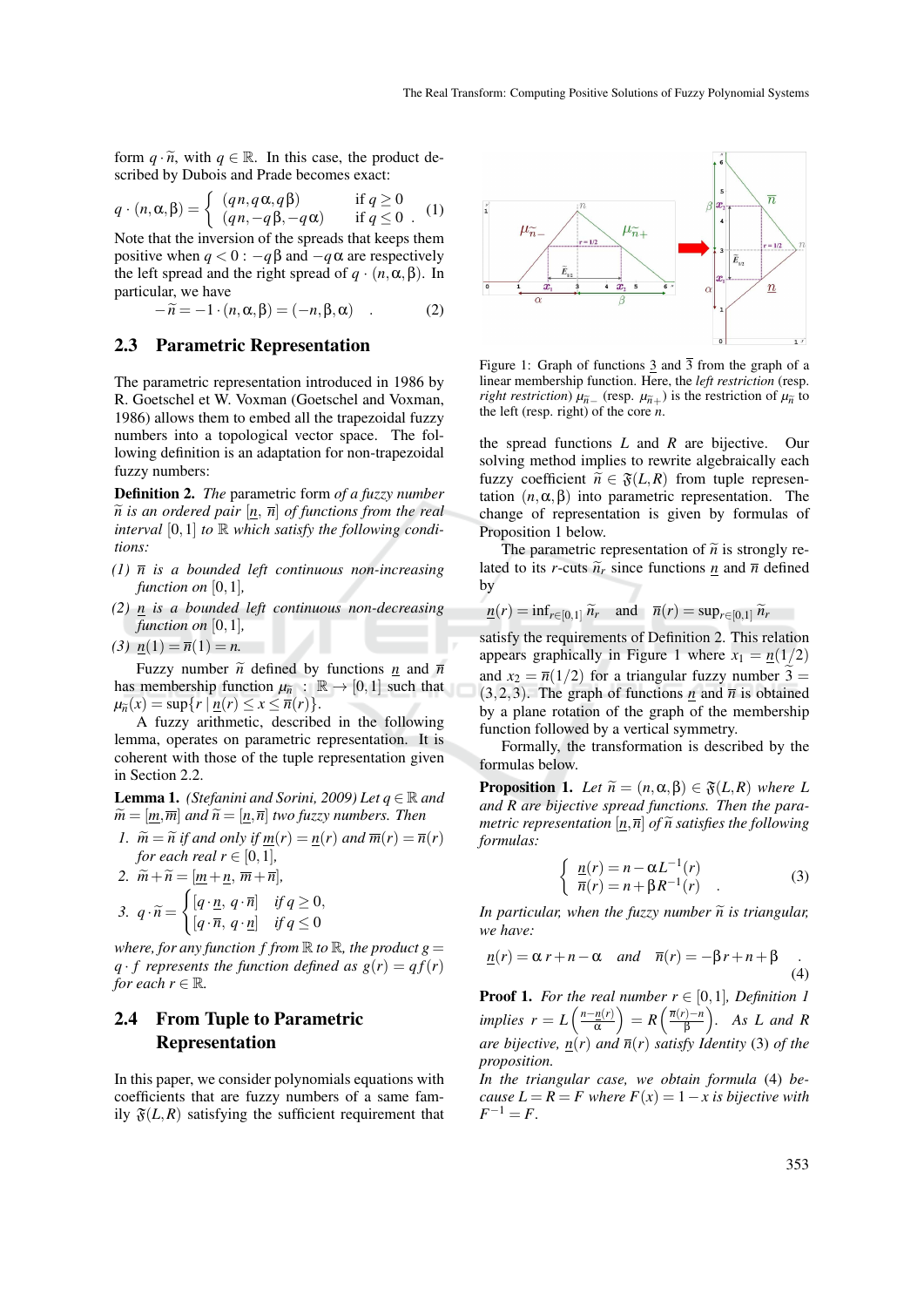form $q \cdot \widetilde{n}$, with $q \in \mathbb{R}$. In this case, the product described by Dubois and Prade becomes exact:

$$q \cdot (n, \alpha, \beta) = \begin{cases} (qn, q\alpha, q\beta) & \text{if } q \geq 0 \\ (qn, -q\beta, -q\alpha) & \text{if } q \leq 0 \end{cases} . \quad (1)$$

Note that the inversion of the spreads that keeps them positive when $q < 0$ : $-q\beta$ and $-q\alpha$ are respectively the left spread and the right spread of $q \cdot (n, \alpha, \beta)$. In particular, we have

$$-\widetilde{n} = -1 \cdot (n, \alpha, \beta) = (-n, \beta, \alpha) \quad . \quad (2)$$

## 2.3 Parametric Representation

The parametric representation introduced in 1986 by R. Goetschel et W. Voxman (Goetschel and Voxman, 1986) allows them to embed all the trapezoidal fuzzy numbers into a topological vector space. The following definition is an adaptation for non-trapezoidal fuzzy numbers:

**Definition 2.** *The* parametric form *of a fuzzy number $\widetilde{n}$ is an ordered pair $[\underline{n}, \overline{n}]$ of functions from the real interval $[0,1]$ to $\mathbb{R}$ which satisfy the following conditions:*

*(1) $\overline{n}$ is a bounded left continuous non-increasing function on $[0,1]$,*

*(2) $\underline{n}$ is a bounded left continuous non-decreasing function on $[0,1]$,*

*(3) $\underline{n}(1) = \overline{n}(1) = n$.*

Fuzzy number $\widetilde{n}$ defined by functions $\underline{n}$ and $\overline{n}$ has membership function $\mu_{\widetilde{n}} : \mathbb{R} \rightarrow [0,1]$ such that $\mu_{\widetilde{n}}(x) = \sup\{r \mid \underline{n}(r) \leq x \leq \overline{n}(r)\}$.

A fuzzy arithmetic, described in the following lemma, operates on parametric representation. It is coherent with those of the tuple representation given in Section 2.2.

**Lemma 1.** *(Stefanini and Sorini, 2009) Let $q \in \mathbb{R}$ and $\widetilde{m} = [\underline{m}, \overline{m}]$ and $\widetilde{n} = [\underline{n}, \overline{n}]$ two fuzzy numbers. Then*

1. *$\widetilde{m} = \widetilde{n}$ if and only if $\underline{m}(r) = \underline{n}(r)$ and $\overline{m}(r) = \overline{n}(r)$ for each real $r \in [0,1]$,*
2. *$\widetilde{m} + \widetilde{n} = [\underline{m} + \underline{n}, \ \overline{m} + \overline{n}]$,*
3. *$q \cdot \widetilde{n} = \begin{cases} [q \cdot \underline{n}, \ q \cdot \overline{n}] & \text{if } q \geq 0, \\ [q \cdot \overline{n}, \ q \cdot \underline{n}] & \text{if } q \leq 0 \end{cases}$*

*where, for any function $f$ from $\mathbb{R}$ to $\mathbb{R}$, the product $g = q \cdot f$ represents the function defined as $g(r) = qf(r)$ for each $r \in \mathbb{R}$.*

## 2.4 From Tuple to Parametric Representation

In this paper, we consider polynomials equations with coefficients that are fuzzy numbers of a same family $\mathfrak{F}(L,R)$ satisfying the sufficient requirement that the spread functions $L$ and $R$ are bijective. Our solving method implies to rewrite algebraically each fuzzy coefficient $\widetilde{n} \in \mathfrak{F}(L,R)$ from tuple representation $(n, \alpha, \beta)$ into parametric representation. The change of representation is given by formulas of Proposition 1 below.

Figure 1: Graph of functions $\underline{3}$ and $\overline{3}$ from the graph of a linear membership function. Here, the *left restriction* (resp. *right restriction*) $\mu_{\widetilde{n}-}$ (resp. $\mu_{\widetilde{n}+}$) is the restriction of $\mu_{\widetilde{n}}$ to the left (resp. right) of the core $n$.

The parametric representation of $\widetilde{n}$ is strongly related to its $r$-cuts $\widetilde{n}_r$ since functions $\underline{n}$ and $\overline{n}$ defined by

$$\underline{n}(r) = \inf_{r \in [0,1]} \widetilde{n}_r \quad \text{and} \quad \overline{n}(r) = \sup_{r \in [0,1]} \widetilde{n}_r$$

satisfy the requirements of Definition 2. This relation appears graphically in Figure 1 where $x_1 = \underline{n}(1/2)$ and $x_2 = \overline{n}(1/2)$ for a triangular fuzzy number $\widetilde{3} = (3,2,3)$. The graph of functions $\underline{n}$ and $\overline{n}$ is obtained by a plane rotation of the graph of the membership function followed by a vertical symmetry.

Formally, the transformation is described by the formulas below.

**Proposition 1.** *Let $\widetilde{n} = (n, \alpha, \beta) \in \mathfrak{F}(L,R)$ where $L$ and $R$ are bijective spread functions. Then the parametric representation $[\underline{n}, \overline{n}]$ of $\widetilde{n}$ satisfies the following formulas:*

$$\begin{cases} \underline{n}(r) = n - \alpha L^{-1}(r) \\ \overline{n}(r) = n + \beta R^{-1}(r) \end{cases} . \quad (3)$$

*In particular, when the fuzzy number $\widetilde{n}$ is triangular, we have:*

$$\underline{n}(r) = \alpha\, r + n - \alpha \quad \text{and} \quad \overline{n}(r) = -\beta r + n + \beta \quad . \quad (4)$$

**Proof 1.** *For the real number $r \in [0,1]$, Definition 1 implies $r = L\left(\frac{n - \underline{n}(r)}{\alpha}\right) = R\left(\frac{\overline{n}(r) - n}{\beta}\right)$. As $L$ and $R$ are bijective, $\underline{n}(r)$ and $\overline{n}(r)$ satisfy Identity (3) of the proposition.*

*In the triangular case, we obtain formula (4) because $L = R = F$ where $F(x) = 1 - x$ is bijective with $F^{-1} = F$.*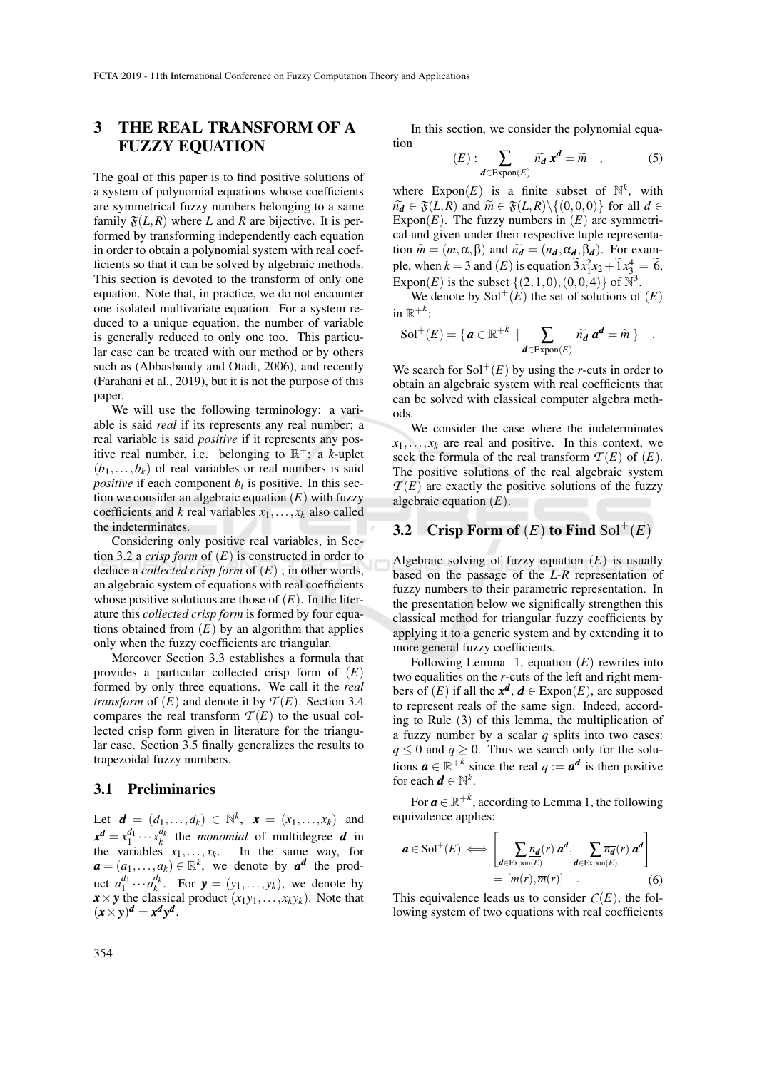## 3 THE REAL TRANSFORM OF A FUZZY EQUATION

The goal of this paper is to find positive solutions of a system of polynomial equations whose coefficients are symmetrical fuzzy numbers belonging to a same family $\mathfrak{F}(L,R)$ where $L$ and $R$ are bijective. It is performed by transforming independently each equation in order to obtain a polynomial system with real coefficients so that it can be solved by algebraic methods. This section is devoted to the transform of only one equation. Note that, in practice, we do not encounter one isolated multivariate equation. For a system reduced to a unique equation, the number of variable is generally reduced to only one too. This particular case can be treated with our method or by others such as (Abbasbandy and Otadi, 2006), and recently (Farahani et al., 2019), but it is not the purpose of this paper.

We will use the following terminology: a variable is said *real* if its represents any real number; a real variable is said *positive* if it represents any positive real number, i.e. belonging to $\mathbb{R}^+$; a $k$-uplet $(b_1,\ldots,b_k)$ of real variables or real numbers is said *positive* if each component $b_i$ is positive. In this section we consider an algebraic equation $(E)$ with fuzzy coefficients and $k$ real variables $x_1,\ldots,x_k$ also called the indeterminates.

Considering only positive real variables, in Section 3.2 a *crisp form* of $(E)$ is constructed in order to deduce a *collected crisp form* of $(E)$ ; in other words, an algebraic system of equations with real coefficients whose positive solutions are those of $(E)$. In the literature this *collected crisp form* is formed by four equations obtained from $(E)$ by an algorithm that applies only when the fuzzy coefficients are triangular.

Moreover Section 3.3 establishes a formula that provides a particular collected crisp form of $(E)$ formed by only three equations. We call it the *real transform* of $(E)$ and denote it by $\mathcal{T}(E)$. Section 3.4 compares the real transform $\mathcal{T}(E)$ to the usual collected crisp form given in literature for the triangular case. Section 3.5 finally generalizes the results to trapezoidal fuzzy numbers.

### 3.1 Preliminaries

Let $\boldsymbol{d} = (d_1,\ldots,d_k) \in \mathbb{N}^k$, $\boldsymbol{x} = (x_1,\ldots,x_k)$ and $\boldsymbol{x^d} = x_1^{d_1}\cdots x_k^{d_k}$ the *monomial* of multidegree $\boldsymbol{d}$ in the variables $x_1,\ldots,x_k$. In the same way, for $\boldsymbol{a} = (a_1,\ldots,a_k) \in \mathbb{R}^k$, we denote by $\boldsymbol{a^d}$ the product $a_1^{d_1}\cdots a_k^{d_k}$. For $\boldsymbol{y} = (y_1,\ldots,y_k)$, we denote by $\boldsymbol{x}\times\boldsymbol{y}$ the classical product $(x_1y_1,\ldots,x_ky_k)$. Note that $(\boldsymbol{x}\times\boldsymbol{y})^{\boldsymbol{d}} = \boldsymbol{x^d}\boldsymbol{y^d}$.

In this section, we consider the polynomial equation

$$(E): \sum_{\boldsymbol{d}\in\mathrm{Expon}(E)} \widetilde{n_{\boldsymbol{d}}}\, \boldsymbol{x^d} = \widetilde{m} \quad , \tag{5}$$

where $\mathrm{Expon}(E)$ is a finite subset of $\mathbb{N}^k$, with $\widetilde{n_{\boldsymbol{d}}} \in \mathfrak{F}(L,R)$ and $\widetilde{m} \in \mathfrak{F}(L,R)\backslash\{(0,0,0)\}$ for all $d \in \mathrm{Expon}(E)$. The fuzzy numbers in $(E)$ are symmetrical and given under their respective tuple representation $\widetilde{m} = (m,\alpha,\beta)$ and $\widetilde{n_{\boldsymbol{d}}} = (n_{\boldsymbol{d}},\alpha_{\boldsymbol{d}},\beta_{\boldsymbol{d}})$. For example, when $k=3$ and $(E)$ is equation $\widetilde{3}x_1^2x_2 + \widetilde{1}x_3^4 = \widetilde{6}$, $\mathrm{Expon}(E)$ is the subset $\{(2,1,0),(0,0,4)\}$ of $\mathbb{N}^3$.

We denote by $\mathrm{Sol}^+(E)$ the set of solutions of $(E)$ in $\mathbb{R}^{+k}$:

$$\mathrm{Sol}^+(E) = \{\, \boldsymbol{a} \in \mathbb{R}^{+k} \mid \sum_{\boldsymbol{d}\in\mathrm{Expon}(E)} \widetilde{n_{\boldsymbol{d}}}\, \boldsymbol{a^d} = \widetilde{m} \,\} \quad .$$

We search for $\mathrm{Sol}^+(E)$ by using the $r$-cuts in order to obtain an algebraic system with real coefficients that can be solved with classical computer algebra methods.

We consider the case where the indeterminates $x_1,\ldots,x_k$ are real and positive. In this context, we seek the formula of the real transform $\mathcal{T}(E)$ of $(E)$. The positive solutions of the real algebraic system $\mathcal{T}(E)$ are exactly the positive solutions of the fuzzy algebraic equation $(E)$.

### 3.2 Crisp Form of $(E)$ to Find $\mathrm{Sol}^+(E)$

Algebraic solving of fuzzy equation $(E)$ is usually based on the passage of the $L$-$R$ representation of fuzzy numbers to their parametric representation. In the presentation below we significally strengthen this classical method for triangular fuzzy coefficients by applying it to a generic system and by extending it to more general fuzzy coefficients.

Following Lemma 1, equation $(E)$ rewrites into two equalities on the $r$-cuts of the left and right members of $(E)$ if all the $\boldsymbol{x^d}$, $\boldsymbol{d} \in \mathrm{Expon}(E)$, are supposed to represent reals of the same sign. Indeed, according to Rule (3) of this lemma, the multiplication of a fuzzy number by a scalar $q$ splits into two cases: $q \leq 0$ and $q \geq 0$. Thus we search only for the solutions $\boldsymbol{a} \in \mathbb{R}^{+k}$ since the real $q := \boldsymbol{a^d}$ is then positive for each $\boldsymbol{d} \in \mathbb{N}^k$.

For $\boldsymbol{a} \in \mathbb{R}^{+k}$, according to Lemma 1, the following equivalence applies:

$$\boldsymbol{a} \in \mathrm{Sol}^+(E) \iff \left[ \sum_{\boldsymbol{d}\in\mathrm{Expon}(E)} \underline{n_{\boldsymbol{d}}}(r)\, \boldsymbol{a^d},\ \sum_{\boldsymbol{d}\in\mathrm{Expon}(E)} \overline{n_{\boldsymbol{d}}}(r)\, \boldsymbol{a^d} \right] = [\underline{m}(r), \overline{m}(r)] \quad . \tag{6}$$

This equivalence leads us to consider $\mathcal{C}(E)$, the following system of two equations with real coefficients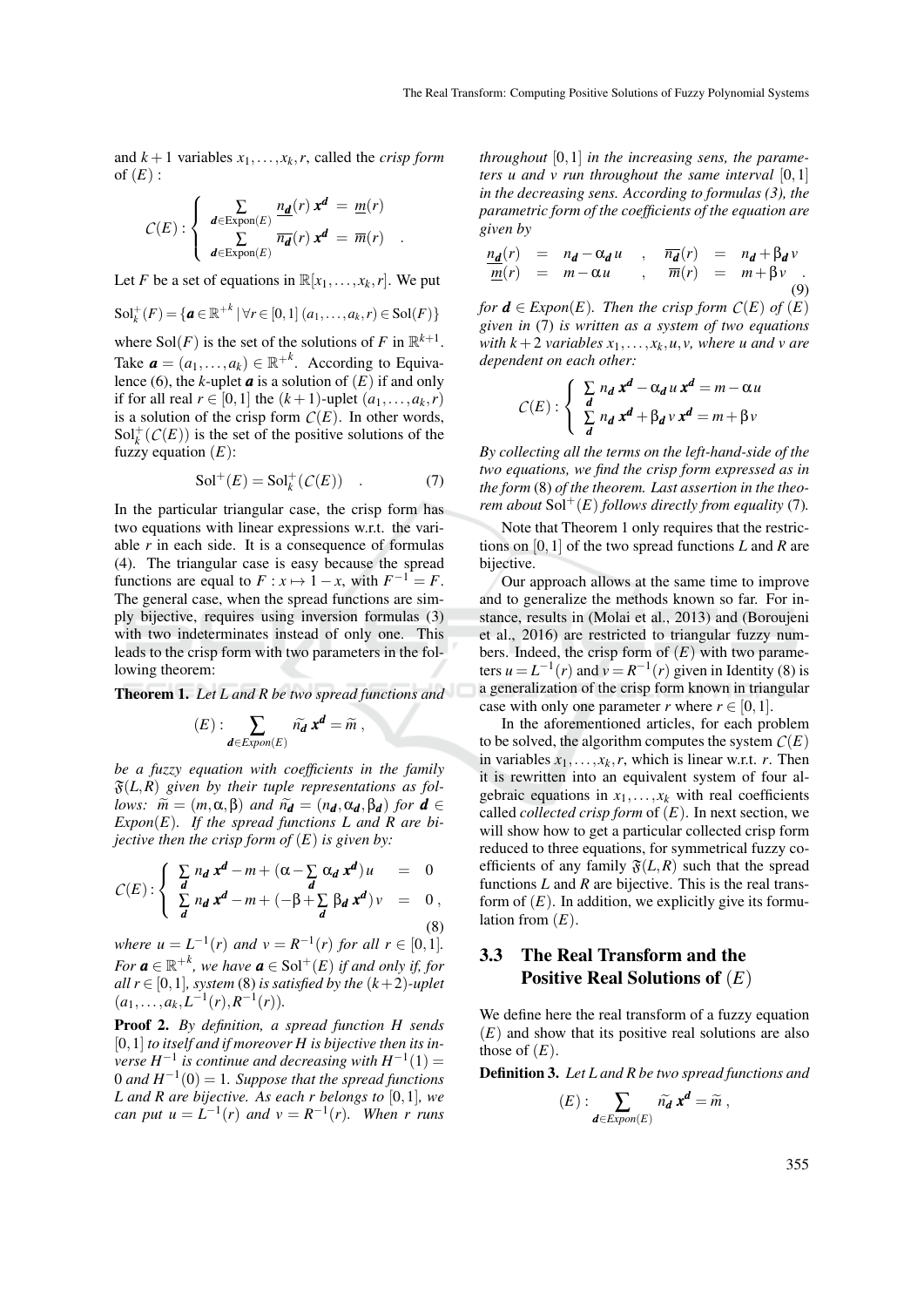and $k+1$ variables $x_1,\ldots,x_k,r$, called the *crisp form* of $(E)$ :

$$\mathcal{C}(E):\left\{\begin{array}{lcl}\sum_{\boldsymbol{d}\in\mathrm{Expon}(E)}\underline{n_{\boldsymbol{d}}}(r)\,\boldsymbol{x}^{\boldsymbol{d}} &=& \underline{m}(r)\\ \sum_{\boldsymbol{d}\in\mathrm{Expon}(E)}\overline{n_{\boldsymbol{d}}}(r)\,\boldsymbol{x}^{\boldsymbol{d}} &=& \overline{m}(r)\end{array}\right. .$$

Let $F$ be a set of equations in $\mathbb{R}[x_1,\ldots,x_k,r]$. We put

$$\mathrm{Sol}_k^+(F)=\{\boldsymbol{a}\in\mathbb{R}^{+k}\,|\,\forall r\in[0,1]\;(a_1,\ldots,a_k,r)\in\mathrm{Sol}(F)\}$$

where $\mathrm{Sol}(F)$ is the set of the solutions of $F$ in $\mathbb{R}^{k+1}$. Take $\boldsymbol{a}=(a_1,\ldots,a_k)\in\mathbb{R}^{+k}$. According to Equivalence (6), the $k$-uplet $\boldsymbol{a}$ is a solution of $(E)$ if and only if for all real $r\in[0,1]$ the $(k+1)$-uplet $(a_1,\ldots,a_k,r)$ is a solution of the crisp form $\mathcal{C}(E)$. In other words, $\mathrm{Sol}_k^+(\mathcal{C}(E))$ is the set of the positive solutions of the fuzzy equation $(E)$:

$$\mathrm{Sol}^+(E)=\mathrm{Sol}_k^+(\mathcal{C}(E)) \quad . \tag{7}$$

In the particular triangular case, the crisp form has two equations with linear expressions w.r.t. the variable $r$ in each side. It is a consequence of formulas (4). The triangular case is easy because the spread functions are equal to $F:x\mapsto 1-x$, with $F^{-1}=F$. The general case, when the spread functions are simply bijective, requires using inversion formulas (3) with two indeterminates instead of only one. This leads to the crisp form with two parameters in the following theorem:

**Theorem 1.** *Let L and R be two spread functions and*

$$(E):\sum_{\boldsymbol{d}\in Expon(E)}\widetilde{n_{\boldsymbol{d}}}\,\boldsymbol{x}^{\boldsymbol{d}}=\widetilde{m}\,,$$

*be a fuzzy equation with coefficients in the family $\mathfrak{F}(L,R)$ given by their tuple representations as follows: $\widetilde{m}=(m,\alpha,\beta)$ and $\widetilde{n_{\boldsymbol{d}}}=(n_{\boldsymbol{d}},\alpha_{\boldsymbol{d}},\beta_{\boldsymbol{d}})$ for $\boldsymbol{d}\in Expon(E)$. If the spread functions L and R are bijective then the crisp form of $(E)$ is given by:*

$$\mathcal{C}(E):\left\{\begin{array}{lcl}\sum_{\boldsymbol{d}} n_{\boldsymbol{d}}\,\boldsymbol{x}^{\boldsymbol{d}}-m+(\alpha-\sum_{\boldsymbol{d}}\alpha_{\boldsymbol{d}}\,\boldsymbol{x}^{\boldsymbol{d}})\,u &=& 0\\ \sum_{\boldsymbol{d}} n_{\boldsymbol{d}}\,\boldsymbol{x}^{\boldsymbol{d}}-m+(-\beta+\sum_{\boldsymbol{d}}\beta_{\boldsymbol{d}}\,\boldsymbol{x}^{\boldsymbol{d}})\,v &=& 0\,,\end{array}\right. \tag{8}$$

*where $u=L^{-1}(r)$ and $v=R^{-1}(r)$ for all $r\in[0,1]$. For $\boldsymbol{a}\in\mathbb{R}^{+k}$, we have $\boldsymbol{a}\in\mathrm{Sol}^+(E)$ if and only if, for all $r\in[0,1]$, system (8) is satisfied by the $(k+2)$-uplet $(a_1,\ldots,a_k,L^{-1}(r),R^{-1}(r))$.*

**Proof 2.** *By definition, a spread function H sends $[0,1]$ to itself and if moreover H is bijective then its inverse $H^{-1}$ is continue and decreasing with $H^{-1}(1)=0$ and $H^{-1}(0)=1$. Suppose that the spread functions L and R are bijective. As each r belongs to $[0,1]$, we can put $u=L^{-1}(r)$ and $v=R^{-1}(r)$. When r runs throughout $[0,1]$ in the increasing sens, the parameters u and v run throughout the same interval $[0,1]$ in the decreasing sens. According to formulas (3), the parametric form of the coefficients of the equation are given by*

$$\begin{array}{lclclcl}\underline{n_{\boldsymbol{d}}}(r)&=&n_{\boldsymbol{d}}-\alpha_{\boldsymbol{d}}\,u &,& \overline{n_{\boldsymbol{d}}}(r)&=&n_{\boldsymbol{d}}+\beta_{\boldsymbol{d}}\,v\\ \underline{m}(r)&=&m-\alpha u &,& \overline{m}(r)&=&m+\beta v\end{array} . \tag{9}$$

*for $\boldsymbol{d}\in Expon(E)$. Then the crisp form $\mathcal{C}(E)$ of $(E)$ given in (7) is written as a system of two equations with $k+2$ variables $x_1,\ldots,x_k,u,v$, where u and v are dependent on each other:*

$$\mathcal{C}(E):\left\{\begin{array}{l}\sum_{\boldsymbol{d}} n_{\boldsymbol{d}}\,\boldsymbol{x}^{\boldsymbol{d}}-\alpha_{\boldsymbol{d}}\,u\,\boldsymbol{x}^{\boldsymbol{d}}=m-\alpha u\\ \sum_{\boldsymbol{d}} n_{\boldsymbol{d}}\,\boldsymbol{x}^{\boldsymbol{d}}+\beta_{\boldsymbol{d}}\,v\,\boldsymbol{x}^{\boldsymbol{d}}=m+\beta v\end{array}\right.$$

*By collecting all the terms on the left-hand-side of the two equations, we find the crisp form expressed as in the form (8) of the theorem. Last assertion in the theorem about $\mathrm{Sol}^+(E)$ follows directly from equality (7).*

Note that Theorem 1 only requires that the restrictions on $[0,1]$ of the two spread functions $L$ and $R$ are bijective.

Our approach allows at the same time to improve and to generalize the methods known so far. For instance, results in (Molai et al., 2013) and (Boroujeni et al., 2016) are restricted to triangular fuzzy numbers. Indeed, the crisp form of $(E)$ with two parameters $u=L^{-1}(r)$ and $v=R^{-1}(r)$ given in Identity (8) is a generalization of the crisp form known in triangular case with only one parameter $r$ where $r\in[0,1]$.

In the aforementioned articles, for each problem to be solved, the algorithm computes the system $\mathcal{C}(E)$ in variables $x_1,\ldots,x_k,r$, which is linear w.r.t. $r$. Then it is rewritten into an equivalent system of four algebraic equations in $x_1,\ldots,x_k$ with real coefficients called *collected crisp form* of $(E)$. In next section, we will show how to get a particular collected crisp form reduced to three equations, for symmetrical fuzzy coefficients of any family $\mathfrak{F}(L,R)$ such that the spread functions $L$ and $R$ are bijective. This is the real transform of $(E)$. In addition, we explicitly give its formulation from $(E)$.

### 3.3 The Real Transform and the Positive Real Solutions of $(E)$

We define here the real transform of a fuzzy equation $(E)$ and show that its positive real solutions are also those of $(E)$.

**Definition 3.** *Let L and R be two spread functions and*

$$(E):\sum_{\boldsymbol{d}\in Expon(E)}\widetilde{n_{\boldsymbol{d}}}\,\boldsymbol{x}^{\boldsymbol{d}}=\widetilde{m}\,,$$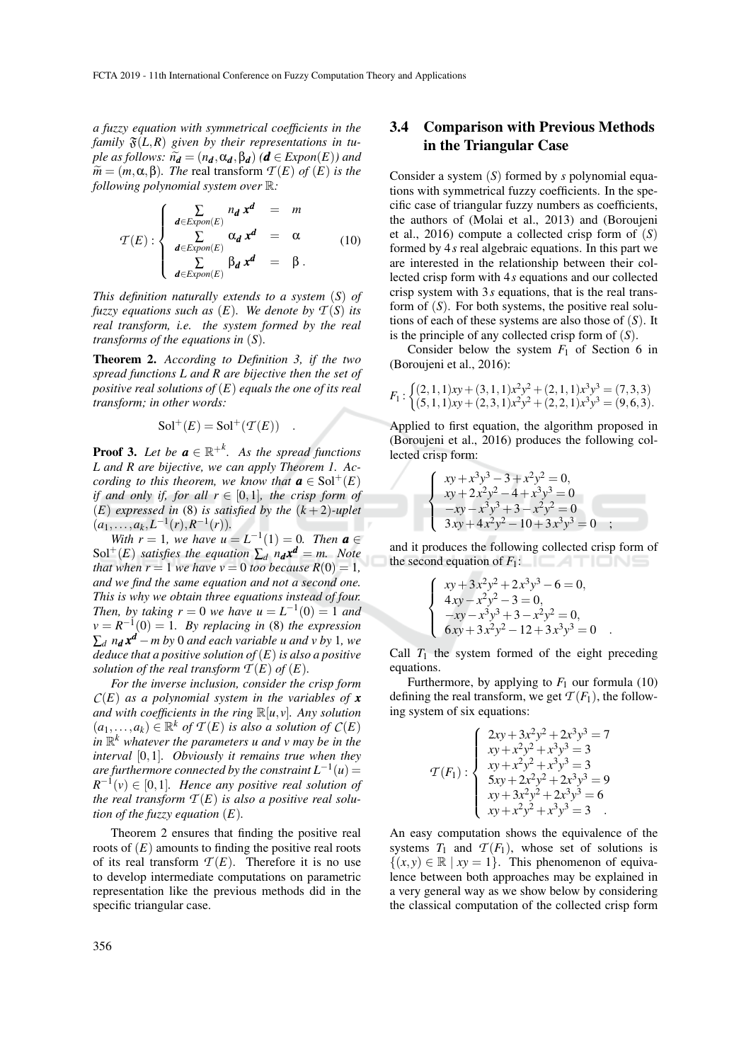*a fuzzy equation with symmetrical coefficients in the family $\mathfrak{F}(L,R)$ given by their representations in tuple as follows: $\widetilde{n}_{\boldsymbol{d}} = (n_{\boldsymbol{d}}, \alpha_{\boldsymbol{d}}, \beta_{\boldsymbol{d}})$ ($\boldsymbol{d} \in Expon(E)$) and $\widetilde{m} = (m, \alpha, \beta)$. The* real transform *$\mathcal{T}(E)$ of $(E)$ is the following polynomial system over $\mathbb{R}$:*

$$\mathcal{T}(E) : \begin{cases} \sum_{\boldsymbol{d} \in Expon(E)} n_{\boldsymbol{d}}\, \boldsymbol{x}^{\boldsymbol{d}} & = & m \\ \sum_{\boldsymbol{d} \in Expon(E)} \alpha_{\boldsymbol{d}}\, \boldsymbol{x}^{\boldsymbol{d}} & = & \alpha \\ \sum_{\boldsymbol{d} \in Expon(E)} \beta_{\boldsymbol{d}}\, \boldsymbol{x}^{\boldsymbol{d}} & = & \beta\,. \end{cases} \tag{10}$$

*This definition naturally extends to a system $(S)$ of fuzzy equations such as $(E)$. We denote by $\mathcal{T}(S)$ its real transform, i.e. the system formed by the real transforms of the equations in $(S)$.*

**Theorem 2.** *According to Definition 3, if the two spread functions $L$ and $R$ are bijective then the set of positive real solutions of $(E)$ equals the one of its real transform; in other words:*

$$\mathrm{Sol}^+(E) = \mathrm{Sol}^+(\mathcal{T}(E)) \quad .$$

**Proof 3.** *Let be $\boldsymbol{a} \in \mathbb{R}^{+k}$. As the spread functions $L$ and $R$ are bijective, we can apply Theorem 1. According to this theorem, we know that $\boldsymbol{a} \in \mathrm{Sol}^+(E)$ if and only if, for all $r \in [0,1]$, the crisp form of $(E)$ expressed in (8) is satisfied by the $(k+2)$-uplet $(a_1, \ldots, a_k, L^{-1}(r), R^{-1}(r))$.*

*With $r = 1$, we have $u = L^{-1}(1) = 0$. Then $\boldsymbol{a} \in \mathrm{Sol}^+(E)$ satisfies the equation $\sum_d n_{\boldsymbol{d}} \boldsymbol{x}^{\boldsymbol{d}} = m$. Note that when $r = 1$ we have $v = 0$ too because $R(0) = 1$, and we find the same equation and not a second one. This is why we obtain three equations instead of four. Then, by taking $r = 0$ we have $u = L^{-1}(0) = 1$ and $v = R^{-1}(0) = 1$. By replacing in (8) the expression $\sum_d n_{\boldsymbol{d}} \boldsymbol{x}^{\boldsymbol{d}} - m$ by 0 and each variable $u$ and $v$ by 1, we deduce that a positive solution of $(E)$ is also a positive solution of the real transform $\mathcal{T}(E)$ of $(E)$.*

*For the inverse inclusion, consider the crisp form $\mathcal{C}(E)$ as a polynomial system in the variables of $\boldsymbol{x}$ and with coefficients in the ring $\mathbb{R}[u,v]$. Any solution $(a_1, \ldots, a_k) \in \mathbb{R}^k$ of $\mathcal{T}(E)$ is also a solution of $\mathcal{C}(E)$ in $\mathbb{R}^k$ whatever the parameters $u$ and $v$ may be in the interval $[0,1]$. Obviously it remains true when they are furthermore connected by the constraint $L^{-1}(u) = R^{-1}(v) \in [0,1]$. Hence any positive real solution of the real transform $\mathcal{T}(E)$ is also a positive real solution of the fuzzy equation $(E)$.*

Theorem 2 ensures that finding the positive real roots of $(E)$ amounts to finding the positive real roots of its real transform $\mathcal{T}(E)$. Therefore it is no use to develop intermediate computations on parametric representation like the previous methods did in the specific triangular case.

### 3.4 Comparison with Previous Methods in the Triangular Case

Consider a system $(S)$ formed by $s$ polynomial equations with symmetrical fuzzy coefficients. In the specific case of triangular fuzzy numbers as coefficients, the authors of (Molai et al., 2013) and (Boroujeni et al., 2016) compute a collected crisp form of $(S)$ formed by $4s$ real algebraic equations. In this part we are interested in the relationship between their collected crisp form with $4s$ equations and our collected crisp system with $3s$ equations, that is the real transform of $(S)$. For both systems, the positive real solutions of each of these systems are also those of $(S)$. It is the principle of any collected crisp form of $(S)$.

Consider below the system $F_1$ of Section 6 in (Boroujeni et al., 2016):

$$F_1 : \begin{cases} (2,1,1)xy + (3,1,1)x^2y^2 + (2,1,1)x^3y^3 = (7,3,3) \\ (5,1,1)xy + (2,3,1)x^2y^2 + (2,2,1)x^3y^3 = (9,6,3). \end{cases}$$

Applied to first equation, the algorithm proposed in (Boroujeni et al., 2016) produces the following collected crisp form:

$$\begin{cases} xy + x^3y^3 - 3 + x^2y^2 = 0, \\ xy + 2x^2y^2 - 4 + x^3y^3 = 0 \\ -xy - x^3y^3 + 3 - x^2y^2 = 0 \\ 3xy + 4x^2y^2 - 10 + 3x^3y^3 = 0 \quad ; \end{cases}$$

and it produces the following collected crisp form of the second equation of $F_1$:

$$\begin{cases} xy + 3x^2y^2 + 2x^3y^3 - 6 = 0, \\ 4xy - x^2y^2 - 3 = 0, \\ -xy - x^3y^3 + 3 - x^2y^2 = 0, \\ 6xy + 3x^2y^2 - 12 + 3x^3y^3 = 0 \quad . \end{cases}$$

Call $T_1$ the system formed of the eight preceding equations.

Furthermore, by applying to $F_1$ our formula (10) defining the real transform, we get $\mathcal{T}(F_1)$, the following system of six equations:

$$\mathcal{T}(F_1) : \begin{cases} 2xy + 3x^2y^2 + 2x^3y^3 = 7 \\ xy + x^2y^2 + x^3y^3 = 3 \\ xy + x^2y^2 + x^3y^3 = 3 \\ 5xy + 2x^2y^2 + 2x^3y^3 = 9 \\ xy + 3x^2y^2 + 2x^3y^3 = 6 \\ xy + x^2y^2 + x^3y^3 = 3 \quad . \end{cases}$$

An easy computation shows the equivalence of the systems $T_1$ and $\mathcal{T}(F_1)$, whose set of solutions is $\{(x,y) \in \mathbb{R} \mid xy = 1\}$. This phenomenon of equivalence between both approaches may be explained in a very general way as we show below by considering the classical computation of the collected crisp form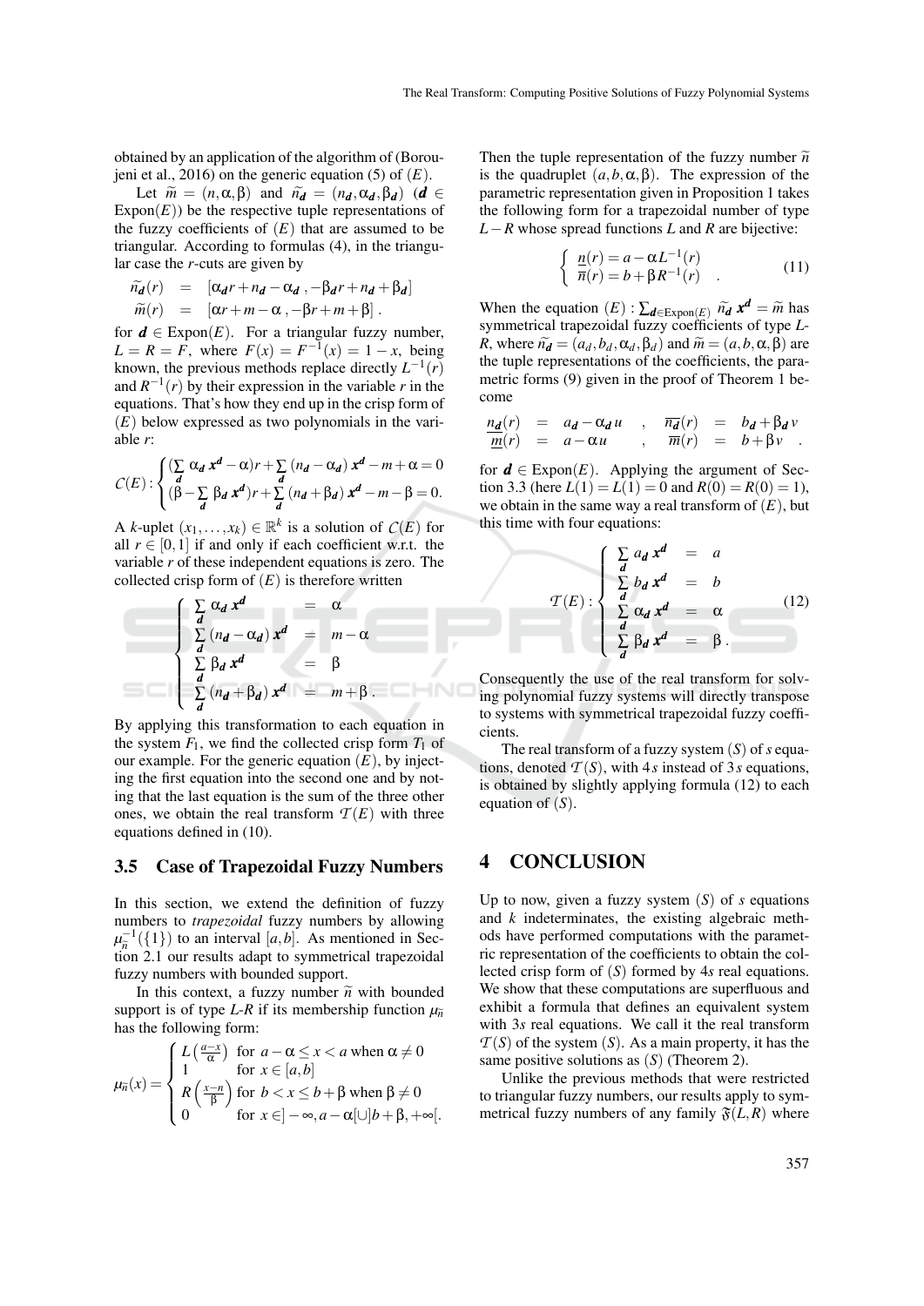obtained by an application of the algorithm of (Boroujeni et al., 2016) on the generic equation (5) of $(E)$.

Let $\widetilde{m} = (n, \alpha, \beta)$ and $\widetilde{n_{\boldsymbol{d}}} = (n_{\boldsymbol{d}}, \alpha_{\boldsymbol{d}}, \beta_{\boldsymbol{d}})$ ($\boldsymbol{d} \in \text{Expon}(E)$) be the respective tuple representations of the fuzzy coefficients of $(E)$ that are assumed to be triangular. According to formulas (4), in the triangular case the $r$-cuts are given by

$$
\begin{aligned}
\widetilde{n_{\boldsymbol{d}}}(r) &= [\alpha_{\boldsymbol{d}} r + n_{\boldsymbol{d}} - \alpha_{\boldsymbol{d}} \, , -\beta_{\boldsymbol{d}} r + n_{\boldsymbol{d}} + \beta_{\boldsymbol{d}}] \\
\widetilde{m}(r) &= [\alpha r + m - \alpha \, , -\beta r + m + \beta] \, .
\end{aligned}
$$

for $\boldsymbol{d} \in \text{Expon}(E)$. For a triangular fuzzy number, $L = R = F$, where $F(x) = F^{-1}(x) = 1 - x$, being known, the previous methods replace directly $L^{-1}(r)$ and $R^{-1}(r)$ by their expression in the variable $r$ in the equations. That's how they end up in the crisp form of $(E)$ below expressed as two polynomials in the variable $r$:

$$
C(E) : \begin{cases} (\sum_{\boldsymbol{d}} \alpha_{\boldsymbol{d}} \, \boldsymbol{x}^{\boldsymbol{d}} - \alpha) r + \sum_{\boldsymbol{d}} (n_{\boldsymbol{d}} - \alpha_{\boldsymbol{d}}) \, \boldsymbol{x}^{\boldsymbol{d}} - m + \alpha = 0 \\ (\beta - \sum_{\boldsymbol{d}} \beta_{\boldsymbol{d}} \, \boldsymbol{x}^{\boldsymbol{d}}) r + \sum_{\boldsymbol{d}} (n_{\boldsymbol{d}} + \beta_{\boldsymbol{d}}) \, \boldsymbol{x}^{\boldsymbol{d}} - m - \beta = 0. \end{cases}
$$

A $k$-uplet $(x_1, \ldots, x_k) \in \mathbb{R}^k$ is a solution of $C(E)$ for all $r \in [0,1]$ if and only if each coefficient w.r.t. the variable $r$ of these independent equations is zero. The collected crisp form of $(E)$ is therefore written

$$
\begin{cases} \sum_{\boldsymbol{d}} \alpha_{\boldsymbol{d}} \, \boldsymbol{x}^{\boldsymbol{d}} &= \alpha \\ \sum_{\boldsymbol{d}} (n_{\boldsymbol{d}} - \alpha_{\boldsymbol{d}}) \, \boldsymbol{x}^{\boldsymbol{d}} &= m - \alpha \\ \sum_{\boldsymbol{d}} \beta_{\boldsymbol{d}} \, \boldsymbol{x}^{\boldsymbol{d}} &= \beta \\ \sum_{\boldsymbol{d}} (n_{\boldsymbol{d}} + \beta_{\boldsymbol{d}}) \, \boldsymbol{x}^{\boldsymbol{d}} &= m + \beta \, . \end{cases}
$$

By applying this transformation to each equation in the system $F_1$, we find the collected crisp form $T_1$ of our example. For the generic equation $(E)$, by injecting the first equation into the second one and by noting that the last equation is the sum of the three other ones, we obtain the real transform $\mathcal{T}(E)$ with three equations defined in (10).

### 3.5 Case of Trapezoidal Fuzzy Numbers

In this section, we extend the definition of fuzzy numbers to *trapezoidal* fuzzy numbers by allowing $\mu_{\widetilde{n}}^{-1}(\{1\})$ to an interval $[a,b]$. As mentioned in Section 2.1 our results adapt to symmetrical trapezoidal fuzzy numbers with bounded support.

In this context, a fuzzy number $\widetilde{n}$ with bounded support is of type $L$-$R$ if its membership function $\mu_{\widetilde{n}}$ has the following form:

$$
\mu_{\widetilde{n}}(x) = \begin{cases} L\left(\frac{a-x}{\alpha}\right) & \text{for } a - \alpha \leq x < a \text{ when } \alpha \neq 0 \\ 1 & \text{for } x \in [a,b] \\ R\left(\frac{x-n}{\beta}\right) & \text{for } b < x \leq b + \beta \text{ when } \beta \neq 0 \\ 0 & \text{for } x \in ]-\infty, a-\alpha[ \cup ]b+\beta, +\infty[. \end{cases}
$$

Then the tuple representation of the fuzzy number $\widetilde{n}$ is the quadruplet $(a, b, \alpha, \beta)$. The expression of the parametric representation given in Proposition 1 takes the following form for a trapezoidal number of type $L-R$ whose spread functions $L$ and $R$ are bijective:

$$
\begin{cases} \underline{n}(r) = a - \alpha L^{-1}(r) \\ \overline{n}(r) = b + \beta R^{-1}(r) \quad . \end{cases} \tag{11}
$$

When the equation $(E) : \sum_{\boldsymbol{d} \in \text{Expon}(E)} \widetilde{n_{\boldsymbol{d}}} \, \boldsymbol{x}^{\boldsymbol{d}} = \widetilde{m}$ has symmetrical trapezoidal fuzzy coefficients of type $L$-$R$, where $\widetilde{n_{\boldsymbol{d}}} = (a_d, b_d, \alpha_d, \beta_d)$ and $\widetilde{m} = (a, b, \alpha, \beta)$ are the tuple representations of the coefficients, the parametric forms (9) given in the proof of Theorem 1 become

$$
\begin{array}{lllllll}
\underline{n_{\boldsymbol{d}}}(r) &=& a_{\boldsymbol{d}} - \alpha_{\boldsymbol{d}} \, u & , & \overline{n_{\boldsymbol{d}}}(r) &=& b_{\boldsymbol{d}} + \beta_{\boldsymbol{d}} \, v \\
\underline{m}(r) &=& a - \alpha u & , & \overline{m}(r) &=& b + \beta v \quad .
\end{array}
$$

for $\boldsymbol{d} \in \text{Expon}(E)$. Applying the argument of Section 3.3 (here $L(1) = L(1) = 0$ and $R(0) = R(0) = 1$), we obtain in the same way a real transform of $(E)$, but this time with four equations:

$$
\mathcal{T}(E) : \begin{cases} \sum_{\boldsymbol{d}} a_{\boldsymbol{d}} \, \boldsymbol{x}^{\boldsymbol{d}} &= a \\ \sum_{\boldsymbol{d}} b_{\boldsymbol{d}} \, \boldsymbol{x}^{\boldsymbol{d}} &= b \\ \sum_{\boldsymbol{d}} \alpha_{\boldsymbol{d}} \, \boldsymbol{x}^{\boldsymbol{d}} &= \alpha \\ \sum_{\boldsymbol{d}} \beta_{\boldsymbol{d}} \, \boldsymbol{x}^{\boldsymbol{d}} &= \beta \, . \end{cases} \tag{12}
$$

Consequently the use of the real transform for solving polynomial fuzzy systems will directly transpose to systems with symmetrical trapezoidal fuzzy coefficients.

The real transform of a fuzzy system $(S)$ of $s$ equations, denoted $\mathcal{T}(S)$, with $4s$ instead of $3s$ equations, is obtained by slightly applying formula (12) to each equation of $(S)$.

## 4 CONCLUSION

Up to now, given a fuzzy system $(S)$ of $s$ equations and $k$ indeterminates, the existing algebraic methods have performed computations with the parametric representation of the coefficients to obtain the collected crisp form of $(S)$ formed by $4s$ real equations. We show that these computations are superfluous and exhibit a formula that defines an equivalent system with $3s$ real equations. We call it the real transform $\mathcal{T}(S)$ of the system $(S)$. As a main property, it has the same positive solutions as $(S)$ (Theorem 2).

Unlike the previous methods that were restricted to triangular fuzzy numbers, our results apply to symmetrical fuzzy numbers of any family $\mathfrak{F}(L,R)$ where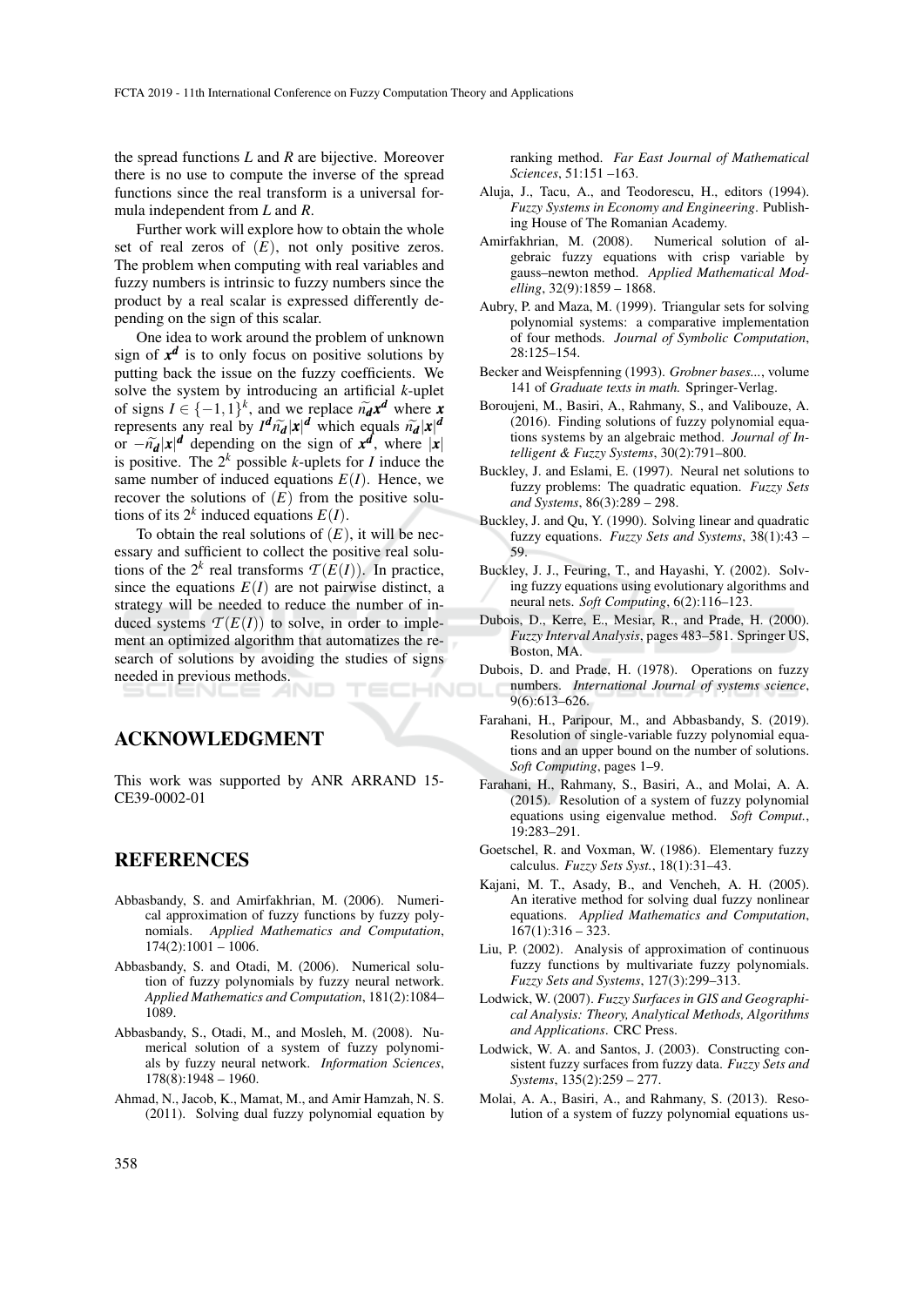the spread functions $L$ and $R$ are bijective. Moreover there is no use to compute the inverse of the spread functions since the real transform is a universal formula independent from $L$ and $R$.

Further work will explore how to obtain the whole set of real zeros of $(E)$, not only positive zeros. The problem when computing with real variables and fuzzy numbers is intrinsic to fuzzy numbers since the product by a real scalar is expressed differently depending on the sign of this scalar.

One idea to work around the problem of unknown sign of $\boldsymbol{x^d}$ is to only focus on positive solutions by putting back the issue on the fuzzy coefficients. We solve the system by introducing an artificial $k$-uplet of signs $I \in \{-1, 1\}^k$, and we replace $\widetilde{n_d}\boldsymbol{x^d}$ where $\boldsymbol{x}$ represents any real by $I^d \widetilde{n_d}|\boldsymbol{x}|^d$ which equals $\widetilde{n_d}|\boldsymbol{x}|^d$ or $-\widetilde{n_d}|\boldsymbol{x}|^d$ depending on the sign of $\boldsymbol{x^d}$, where $|\boldsymbol{x}|$ is positive. The $2^k$ possible $k$-uplets for $I$ induce the same number of induced equations $E(I)$. Hence, we recover the solutions of $(E)$ from the positive solutions of its $2^k$ induced equations $E(I)$.

To obtain the real solutions of $(E)$, it will be necessary and sufficient to collect the positive real solutions of the $2^k$ real transforms $\mathcal{T}(E(I))$. In practice, since the equations $E(I)$ are not pairwise distinct, a strategy will be needed to reduce the number of induced systems $\mathcal{T}(E(I))$ to solve, in order to implement an optimized algorithm that automatizes the research of solutions by avoiding the studies of signs needed in previous methods.

## ACKNOWLEDGMENT

This work was supported by ANR ARRAND 15-CE39-0002-01

## REFERENCES

Abbasbandy, S. and Amirfakhrian, M. (2006). Numerical approximation of fuzzy functions by fuzzy polynomials. *Applied Mathematics and Computation*, 174(2):1001 – 1006.

Abbasbandy, S. and Otadi, M. (2006). Numerical solution of fuzzy polynomials by fuzzy neural network. *Applied Mathematics and Computation*, 181(2):1084–1089.

Abbasbandy, S., Otadi, M., and Mosleh, M. (2008). Numerical solution of a system of fuzzy polynomials by fuzzy neural network. *Information Sciences*, 178(8):1948 – 1960.

Ahmad, N., Jacob, K., Mamat, M., and Amir Hamzah, N. S. (2011). Solving dual fuzzy polynomial equation by ranking method. *Far East Journal of Mathematical Sciences*, 51:151 –163.

Aluja, J., Tacu, A., and Teodorescu, H., editors (1994). *Fuzzy Systems in Economy and Engineering*. Publishing House of The Romanian Academy.

Amirfakhrian, M. (2008). Numerical solution of algebraic fuzzy equations with crisp variable by gauss–newton method. *Applied Mathematical Modelling*, 32(9):1859 – 1868.

Aubry, P. and Maza, M. (1999). Triangular sets for solving polynomial systems: a comparative implementation of four methods. *Journal of Symbolic Computation*, 28:125–154.

Becker and Weispfenning (1993). *Grobner bases...*, volume 141 of *Graduate texts in math.* Springer-Verlag.

Boroujeni, M., Basiri, A., Rahmany, S., and Valibouze, A. (2016). Finding solutions of fuzzy polynomial equations systems by an algebraic method. *Journal of Intelligent & Fuzzy Systems*, 30(2):791–800.

Buckley, J. and Eslami, E. (1997). Neural net solutions to fuzzy problems: The quadratic equation. *Fuzzy Sets and Systems*, 86(3):289 – 298.

Buckley, J. and Qu, Y. (1990). Solving linear and quadratic fuzzy equations. *Fuzzy Sets and Systems*, 38(1):43 – 59.

Buckley, J. J., Feuring, T., and Hayashi, Y. (2002). Solving fuzzy equations using evolutionary algorithms and neural nets. *Soft Computing*, 6(2):116–123.

Dubois, D., Kerre, E., Mesiar, R., and Prade, H. (2000). *Fuzzy Interval Analysis*, pages 483–581. Springer US, Boston, MA.

Dubois, D. and Prade, H. (1978). Operations on fuzzy numbers. *International Journal of systems science*, 9(6):613–626.

Farahani, H., Paripour, M., and Abbasbandy, S. (2019). Resolution of single-variable fuzzy polynomial equations and an upper bound on the number of solutions. *Soft Computing*, pages 1–9.

Farahani, H., Rahmany, S., Basiri, A., and Molai, A. A. (2015). Resolution of a system of fuzzy polynomial equations using eigenvalue method. *Soft Comput.*, 19:283–291.

Goetschel, R. and Voxman, W. (1986). Elementary fuzzy calculus. *Fuzzy Sets Syst.*, 18(1):31–43.

Kajani, M. T., Asady, B., and Vencheh, A. H. (2005). An iterative method for solving dual fuzzy nonlinear equations. *Applied Mathematics and Computation*, 167(1):316 – 323.

Liu, P. (2002). Analysis of approximation of continuous fuzzy functions by multivariate fuzzy polynomials. *Fuzzy Sets and Systems*, 127(3):299–313.

Lodwick, W. (2007). *Fuzzy Surfaces in GIS and Geographical Analysis: Theory, Analytical Methods, Algorithms and Applications*. CRC Press.

Lodwick, W. A. and Santos, J. (2003). Constructing consistent fuzzy surfaces from fuzzy data. *Fuzzy Sets and Systems*, 135(2):259 – 277.

Molai, A. A., Basiri, A., and Rahmany, S. (2013). Resolution of a system of fuzzy polynomial equations us-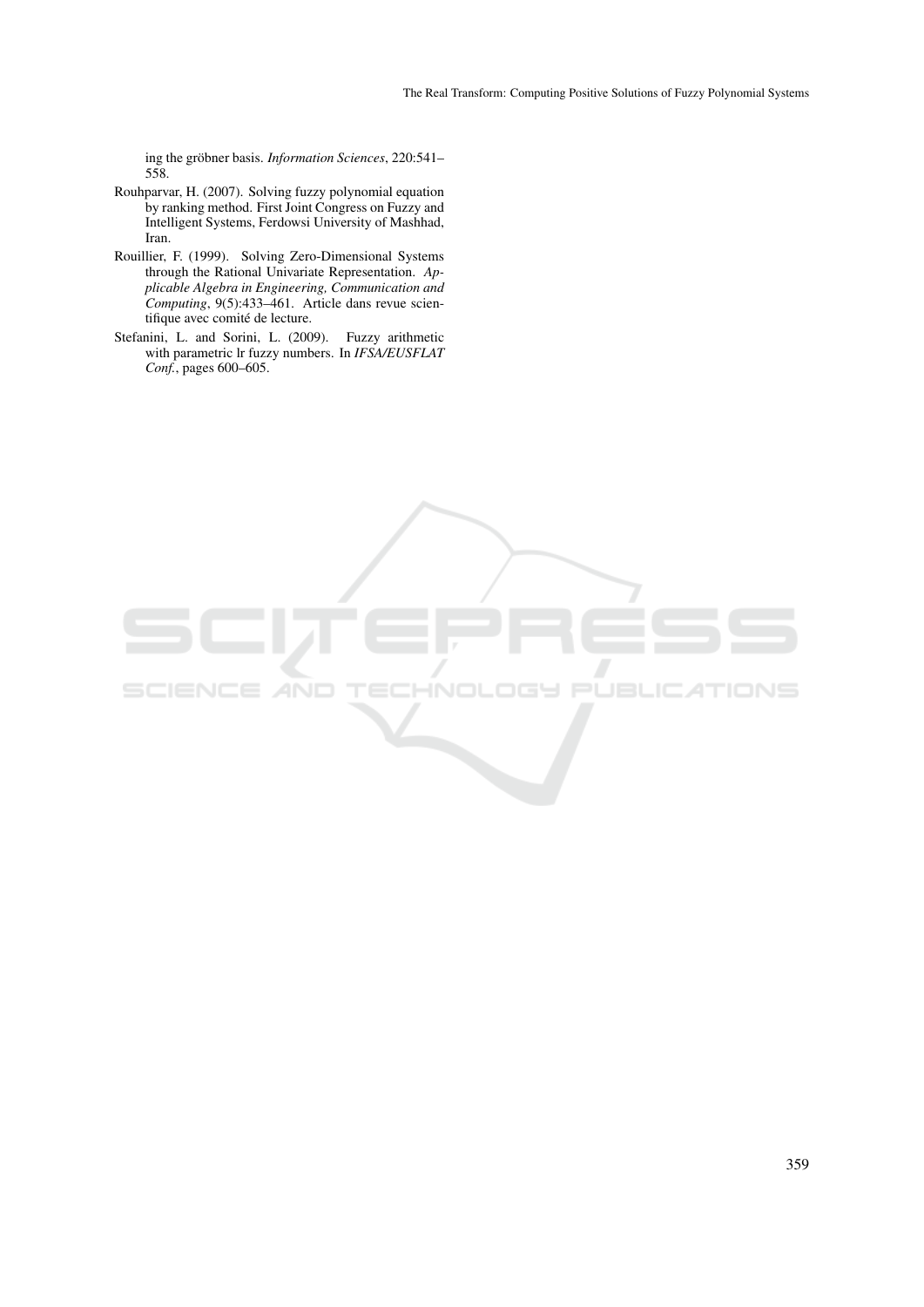ing the gröbner basis. *Information Sciences*, 220:541–558.

Rouhparvar, H. (2007). Solving fuzzy polynomial equation by ranking method. First Joint Congress on Fuzzy and Intelligent Systems, Ferdowsi University of Mashhad, Iran.

Rouillier, F. (1999). Solving Zero-Dimensional Systems through the Rational Univariate Representation. *Applicable Algebra in Engineering, Communication and Computing*, 9(5):433–461. Article dans revue scientifique avec comité de lecture.

Stefanini, L. and Sorini, L. (2009). Fuzzy arithmetic with parametric lr fuzzy numbers. In *IFSA/EUSFLAT Conf.*, pages 600–605.